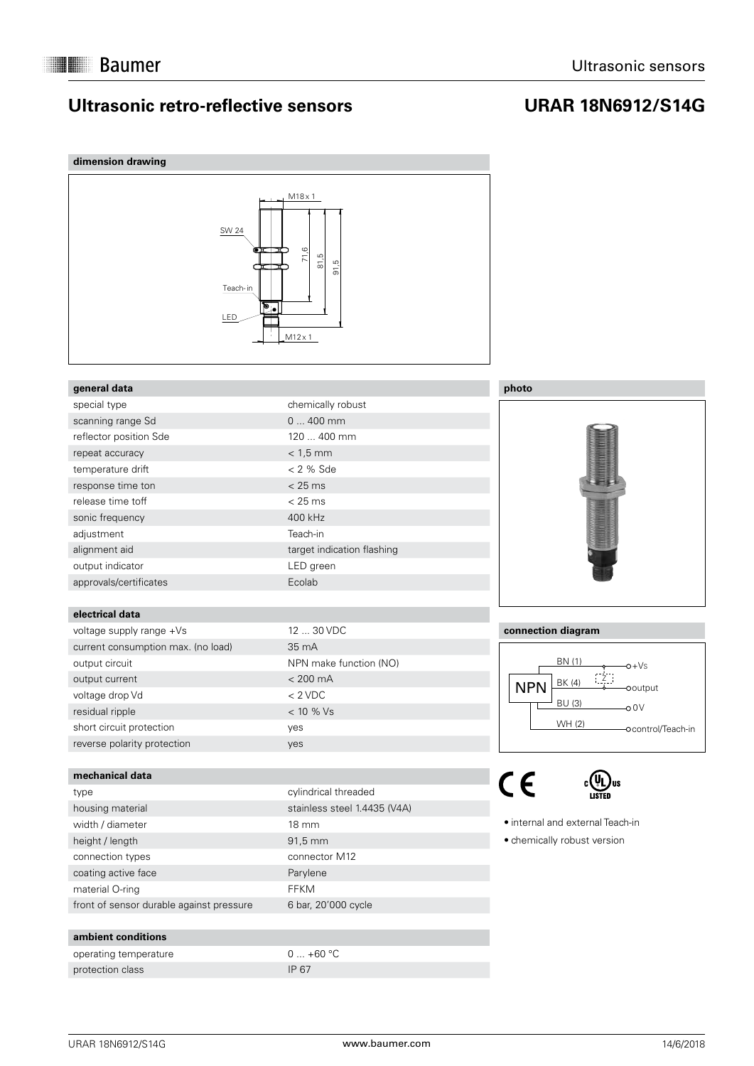Baumer

Ultrasonic sensors

# Ultrasonic retro-reflective sensors

# URAR 18N6912/S14G

## dimension drawing

M18 x 1

SW 24

71,6

81,5

91,5

Teach-in

LED

M12 x 1

## general data

| | |
|---|---|
| special type | chemically robust |
| scanning range Sd | 0 ... 400 mm |
| reflector position Sde | 120 ... 400 mm |
| repeat accuracy | < 1,5 mm |
| temperature drift | < 2 % Sde |
| response time ton | < 25 ms |
| release time toff | < 25 ms |
| sonic frequency | 400 kHz |
| adjustment | Teach-in |
| alignment aid | target indication flashing |
| output indicator | LED green |
| approvals/certificates | Ecolab |

## electrical data

| | |
|---|---|
| voltage supply range +Vs | 12 ... 30 VDC |
| current consumption max. (no load) | 35 mA |
| output circuit | NPN make function (NO) |
| output current | < 200 mA |
| voltage drop Vd | < 2 VDC |
| residual ripple | < 10 % Vs |
| short circuit protection | yes |
| reverse polarity protection | yes |

## mechanical data

| | |
|---|---|
| type | cylindrical threaded |
| housing material | stainless steel 1.4435 (V4A) |
| width / diameter | 18 mm |
| height / length | 91,5 mm |
| connection types | connector M12 |
| coating active face | Parylene |
| material O-ring | FFKM |
| front of sensor durable against pressure | 6 bar, 20'000 cycle |

## ambient conditions

| | |
|---|---|
| operating temperature | 0 ... +60 °C |
| protection class | IP 67 |

## photo

## connection diagram

NPN

BN (1) — +Vs

BK (4) — Z — output

BU (3) — 0 V

WH (2) — control/Teach-in

CE c UL us LISTED

- internal and external Teach-in
- chemically robust version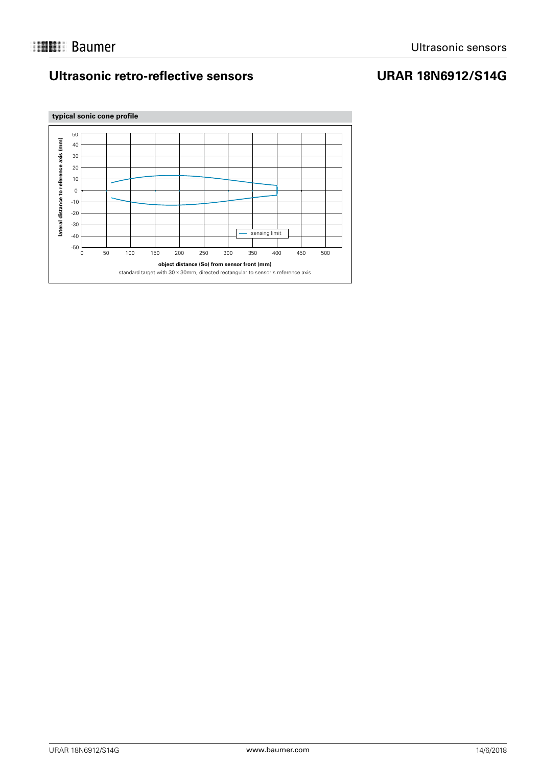## Ultrasonic retro-reflective sensors

## URAR 18N6912/S14G

**typical sonic cone profile**

lateral distance to reference axis (mm)

50
40
30
20
10
0
-10
-20
-30
-40
-50

0 50 100 150 200 250 300 350 400 450 500

sensing limit

**object distance (So) from sensor front (mm)**

standard target with 30 x 30mm, directed rectangular to sensor's reference axis